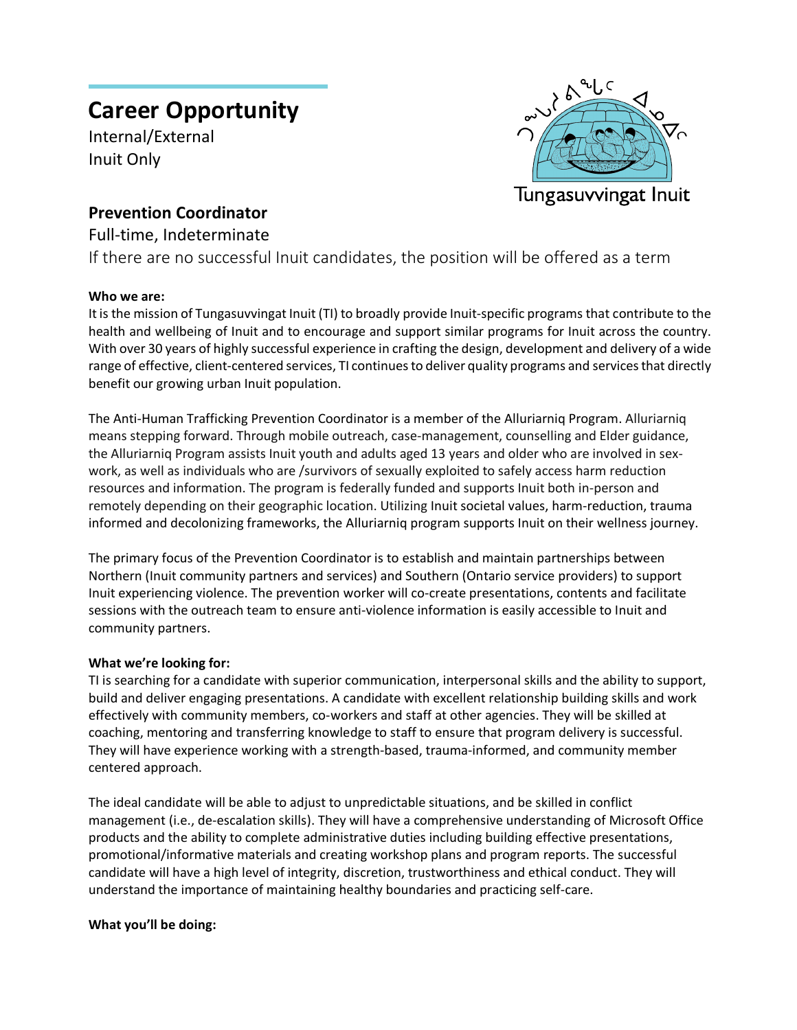# Career Opportunity

Internal/External
Inuit Only

Tungasuvvingat Inuit

## Prevention Coordinator

Full-time, Indeterminate
If there are no successful Inuit candidates, the position will be offered as a term

**Who we are:**
It is the mission of Tungasuvvingat Inuit (TI) to broadly provide Inuit-specific programs that contribute to the health and wellbeing of Inuit and to encourage and support similar programs for Inuit across the country. With over 30 years of highly successful experience in crafting the design, development and delivery of a wide range of effective, client-centered services, TI continues to deliver quality programs and services that directly benefit our growing urban Inuit population.

The Anti-Human Trafficking Prevention Coordinator is a member of the Alluriarniq Program. Alluriarniq means stepping forward. Through mobile outreach, case-management, counselling and Elder guidance, the Alluriarniq Program assists Inuit youth and adults aged 13 years and older who are involved in sex-work, as well as individuals who are /survivors of sexually exploited to safely access harm reduction resources and information. The program is federally funded and supports Inuit both in-person and remotely depending on their geographic location. Utilizing Inuit societal values, harm-reduction, trauma informed and decolonizing frameworks, the Alluriarniq program supports Inuit on their wellness journey.

The primary focus of the Prevention Coordinator is to establish and maintain partnerships between Northern (Inuit community partners and services) and Southern (Ontario service providers) to support Inuit experiencing violence. The prevention worker will co-create presentations, contents and facilitate sessions with the outreach team to ensure anti-violence information is easily accessible to Inuit and community partners.

**What we're looking for:**
TI is searching for a candidate with superior communication, interpersonal skills and the ability to support, build and deliver engaging presentations. A candidate with excellent relationship building skills and work effectively with community members, co-workers and staff at other agencies. They will be skilled at coaching, mentoring and transferring knowledge to staff to ensure that program delivery is successful. They will have experience working with a strength-based, trauma-informed, and community member centered approach.

The ideal candidate will be able to adjust to unpredictable situations, and be skilled in conflict management (i.e., de-escalation skills). They will have a comprehensive understanding of Microsoft Office products and the ability to complete administrative duties including building effective presentations, promotional/informative materials and creating workshop plans and program reports. The successful candidate will have a high level of integrity, discretion, trustworthiness and ethical conduct. They will understand the importance of maintaining healthy boundaries and practicing self-care.

**What you'll be doing:**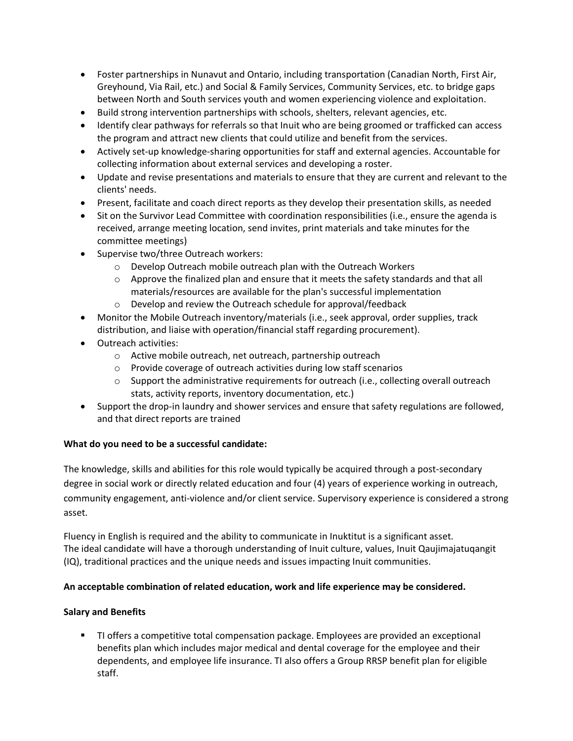- Foster partnerships in Nunavut and Ontario, including transportation (Canadian North, First Air, Greyhound, Via Rail, etc.) and Social & Family Services, Community Services, etc. to bridge gaps between North and South services youth and women experiencing violence and exploitation.
- Build strong intervention partnerships with schools, shelters, relevant agencies, etc.
- Identify clear pathways for referrals so that Inuit who are being groomed or trafficked can access the program and attract new clients that could utilize and benefit from the services.
- Actively set-up knowledge-sharing opportunities for staff and external agencies. Accountable for collecting information about external services and developing a roster.
- Update and revise presentations and materials to ensure that they are current and relevant to the clients' needs.
- Present, facilitate and coach direct reports as they develop their presentation skills, as needed
- Sit on the Survivor Lead Committee with coordination responsibilities (i.e., ensure the agenda is received, arrange meeting location, send invites, print materials and take minutes for the committee meetings)
- Supervise two/three Outreach workers:
  - Develop Outreach mobile outreach plan with the Outreach Workers
  - Approve the finalized plan and ensure that it meets the safety standards and that all materials/resources are available for the plan's successful implementation
  - Develop and review the Outreach schedule for approval/feedback
- Monitor the Mobile Outreach inventory/materials (i.e., seek approval, order supplies, track distribution, and liaise with operation/financial staff regarding procurement).
- Outreach activities:
  - Active mobile outreach, net outreach, partnership outreach
  - Provide coverage of outreach activities during low staff scenarios
  - Support the administrative requirements for outreach (i.e., collecting overall outreach stats, activity reports, inventory documentation, etc.)
- Support the drop-in laundry and shower services and ensure that safety regulations are followed, and that direct reports are trained

**What do you need to be a successful candidate:**

The knowledge, skills and abilities for this role would typically be acquired through a post-secondary degree in social work or directly related education and four (4) years of experience working in outreach, community engagement, anti-violence and/or client service. Supervisory experience is considered a strong asset.

Fluency in English is required and the ability to communicate in Inuktitut is a significant asset.
The ideal candidate will have a thorough understanding of Inuit culture, values, Inuit Qaujimajatuqangit (IQ), traditional practices and the unique needs and issues impacting Inuit communities.

**An acceptable combination of related education, work and life experience may be considered.**

**Salary and Benefits**

- TI offers a competitive total compensation package. Employees are provided an exceptional benefits plan which includes major medical and dental coverage for the employee and their dependents, and employee life insurance. TI also offers a Group RRSP benefit plan for eligible staff.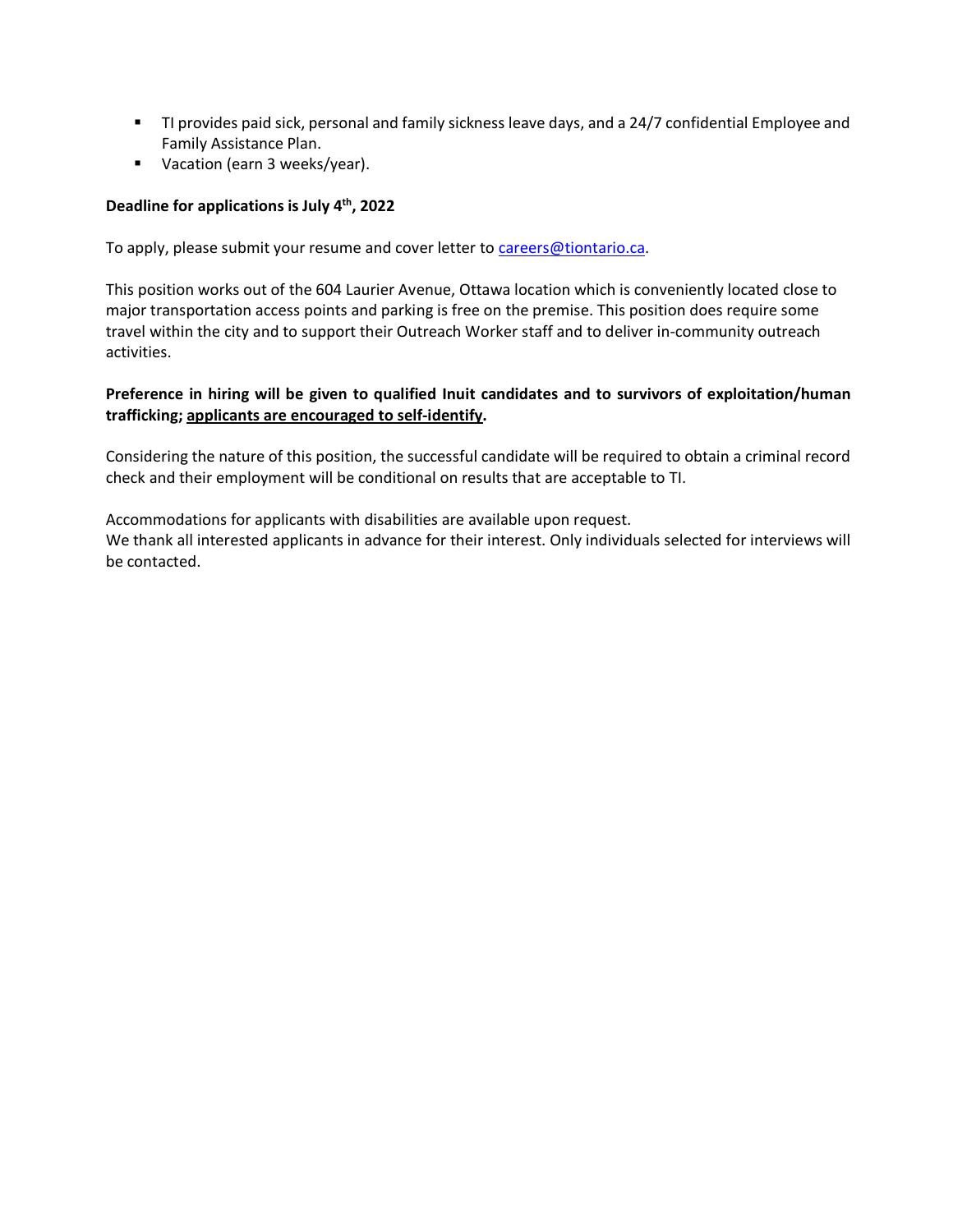- TI provides paid sick, personal and family sickness leave days, and a 24/7 confidential Employee and Family Assistance Plan.
- Vacation (earn 3 weeks/year).

**Deadline for applications is July 4th, 2022**

To apply, please submit your resume and cover letter to careers@tiontario.ca.

This position works out of the 604 Laurier Avenue, Ottawa location which is conveniently located close to major transportation access points and parking is free on the premise. This position does require some travel within the city and to support their Outreach Worker staff and to deliver in-community outreach activities.

**Preference in hiring will be given to qualified Inuit candidates and to survivors of exploitation/human trafficking; applicants are encouraged to self-identify.**

Considering the nature of this position, the successful candidate will be required to obtain a criminal record check and their employment will be conditional on results that are acceptable to TI.

Accommodations for applicants with disabilities are available upon request.
We thank all interested applicants in advance for their interest. Only individuals selected for interviews will be contacted.